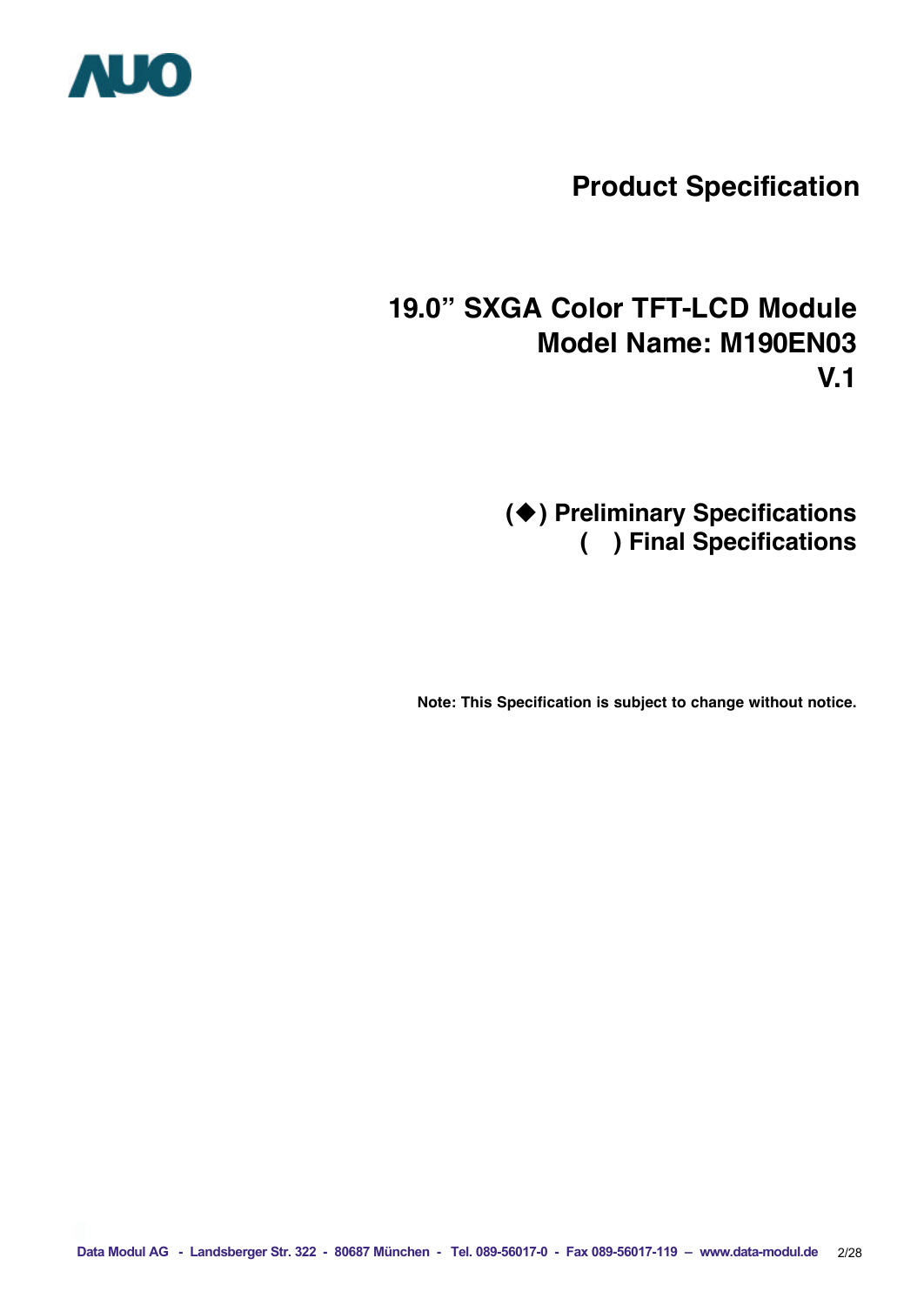# Product Specification

## 19.0" SXGA Color TFT-LCD Module
## Model Name: M190EN03
## V.1

**(◆) Preliminary Specifications**
**( ) Final Specifications**

**Note: This Specification is subject to change without notice.**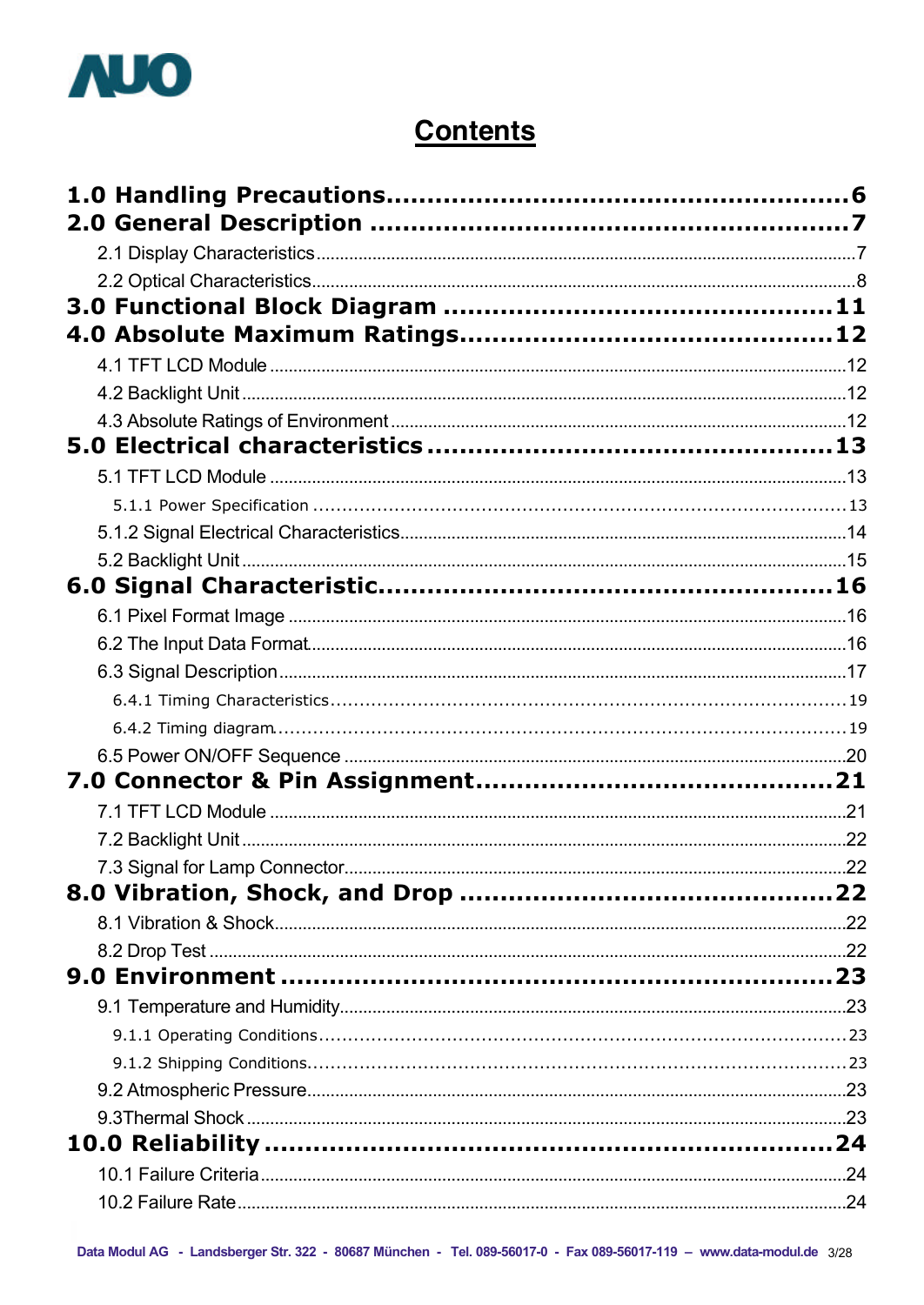# Contents

**1.0 Handling Precautions......................................................6**

**2.0 General Description ......................................................7**

2.1 Display Characteristics..........................................................................7

2.2 Optical Characteristics..........................................................................8

**3.0 Functional Block Diagram .............................................11**

**4.0 Absolute Maximum Ratings...........................................12**

4.1 TFT LCD Module ..............................................................................12

4.2 Backlight Unit ....................................................................................12

4.3 Absolute Ratings of Environment .........................................................12

**5.0 Electrical characteristics ...............................................13**

5.1 TFT LCD Module ..............................................................................13

5.1.1 Power Specification ..........................................................................13

5.1.2 Signal Electrical Characteristics.........................................................14

5.2 Backlight Unit ....................................................................................15

**6.0 Signal Characteristic......................................................16**

6.1 Pixel Format Image ............................................................................16

6.2 The Input Data Format.........................................................................16

6.3 Signal Description ..............................................................................17

6.4.1 Timing Characteristics.......................................................................19

6.4.2 Timing diagram..................................................................................19

6.5 Power ON/OFF Sequence ....................................................................20

**7.0 Connector & Pin Assignment.........................................21**

7.1 TFT LCD Module ..............................................................................21

7.2 Backlight Unit ....................................................................................22

7.3 Signal for Lamp Connector..................................................................22

**8.0 Vibration, Shock, and Drop ...........................................22**

8.1 Vibration & Shock...............................................................................22

8.2 Drop Test ...........................................................................................22

**9.0 Environment ..................................................................23**

9.1 Temperature and Humidity....................................................................23

9.1.1 Operating Conditions.........................................................................23

9.1.2 Shipping Conditions...........................................................................23

9.2 Atmospheric Pressure..........................................................................23

9.3Thermal Shock ....................................................................................23

**10.0 Reliability ....................................................................24**

10.1 Failure Criteria...................................................................................24

10.2 Failure Rate.......................................................................................24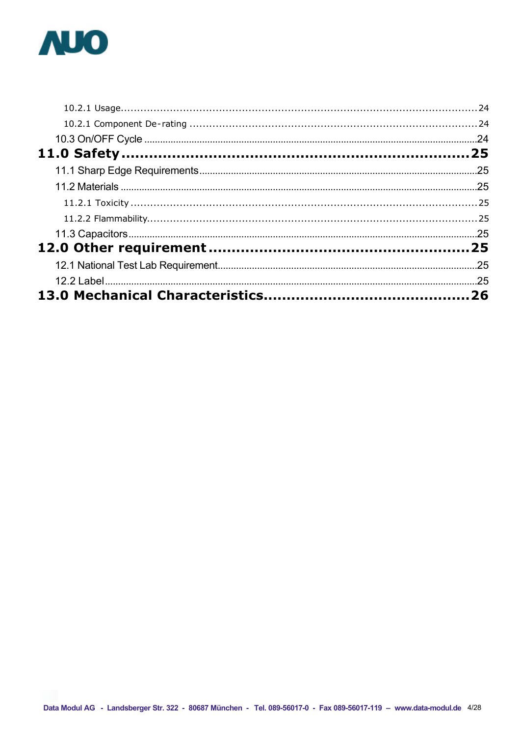10.2.1 Usage.....24

10.2.1 Component De-rating .....24

10.3 On/OFF Cycle .....24

**11.0 Safety.....25**

11.1 Sharp Edge Requirements.....25

11.2 Materials .....25

11.2.1 Toxicity .....25

11.2.2 Flammability.....25

11.3 Capacitors.....25

**12.0 Other requirement.....25**

12.1 National Test Lab Requirement.....25

12.2 Label.....25

**13.0 Mechanical Characteristics.....26**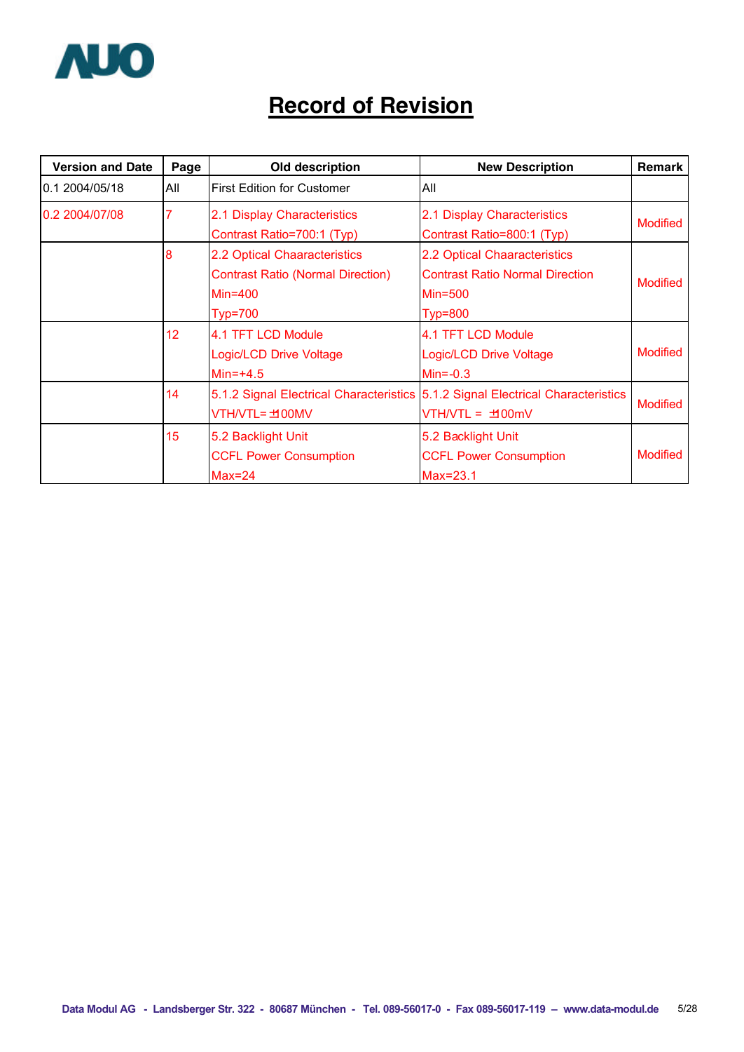# Record of Revision

| Version and Date | Page | Old description | New Description | Remark |
|---|---|---|---|---|
| 0.1 2004/05/18 | All | First Edition for Customer | All | |
| 0.2 2004/07/08 | 7 | 2.1 Display Characteristics<br>Contrast Ratio=700:1 (Typ) | 2.1 Display Characteristics<br>Contrast Ratio=800:1 (Typ) | Modified |
| | 8 | 2.2 Optical Chaaracteristics<br>Contrast Ratio (Normal Direction)<br>Min=400<br>Typ=700 | 2.2 Optical Chaaracteristics<br>Contrast Ratio Normal Direction<br>Min=500<br>Typ=800 | Modified |
| | 12 | 4.1 TFT LCD Module<br>Logic/LCD Drive Voltage<br>Min=+4.5 | 4.1 TFT LCD Module<br>Logic/LCD Drive Voltage<br>Min=-0.3 | Modified |
| | 14 | 5.1.2 Signal Electrical Characteristics<br>VTH/VTL=±100MV | 5.1.2 Signal Electrical Characteristics<br>VTH/VTL = ±100mV | Modified |
| | 15 | 5.2 Backlight Unit<br>CCFL Power Consumption<br>Max=24 | 5.2 Backlight Unit<br>CCFL Power Consumption<br>Max=23.1 | Modified |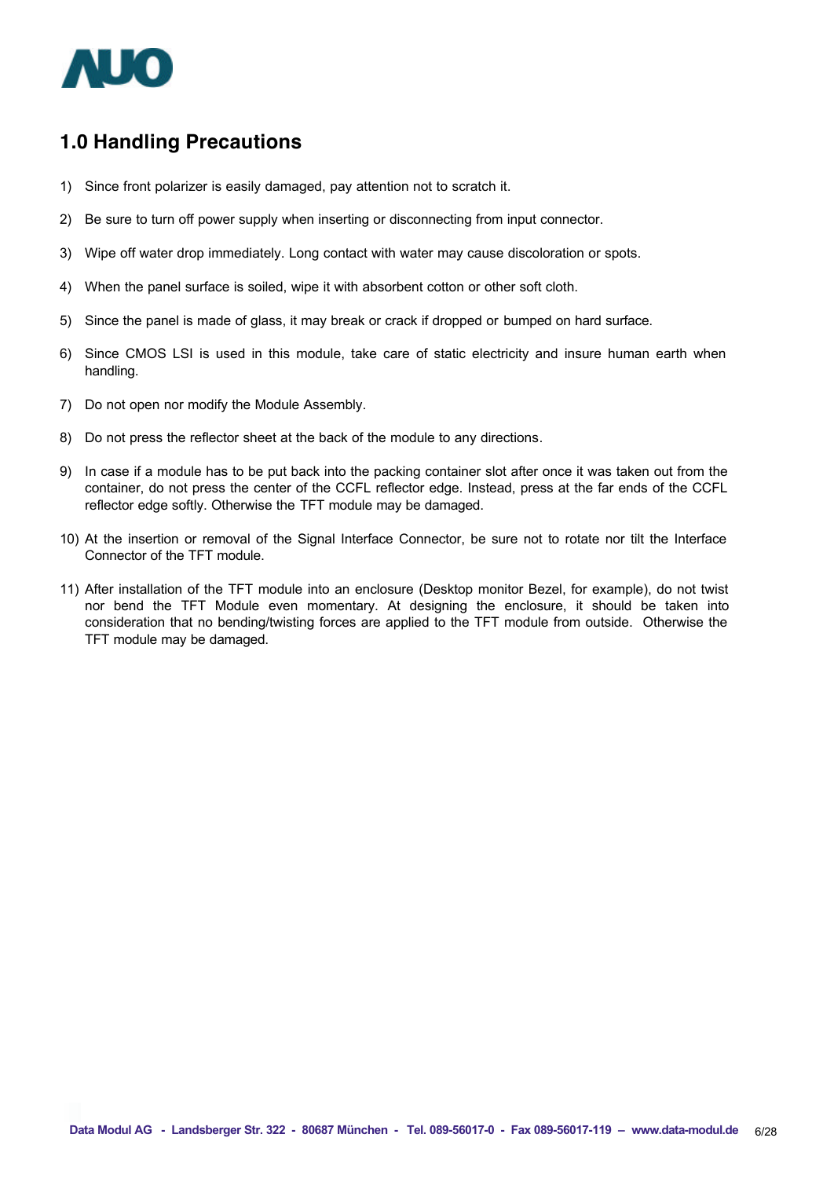## 1.0 Handling Precautions

1) Since front polarizer is easily damaged, pay attention not to scratch it.

2) Be sure to turn off power supply when inserting or disconnecting from input connector.

3) Wipe off water drop immediately. Long contact with water may cause discoloration or spots.

4) When the panel surface is soiled, wipe it with absorbent cotton or other soft cloth.

5) Since the panel is made of glass, it may break or crack if dropped or bumped on hard surface.

6) Since CMOS LSI is used in this module, take care of static electricity and insure human earth when handling.

7) Do not open nor modify the Module Assembly.

8) Do not press the reflector sheet at the back of the module to any directions.

9) In case if a module has to be put back into the packing container slot after once it was taken out from the container, do not press the center of the CCFL reflector edge. Instead, press at the far ends of the CCFL reflector edge softly. Otherwise the TFT module may be damaged.

10) At the insertion or removal of the Signal Interface Connector, be sure not to rotate nor tilt the Interface Connector of the TFT module.

11) After installation of the TFT module into an enclosure (Desktop monitor Bezel, for example), do not twist nor bend the TFT Module even momentary. At designing the enclosure, it should be taken into consideration that no bending/twisting forces are applied to the TFT module from outside. Otherwise the TFT module may be damaged.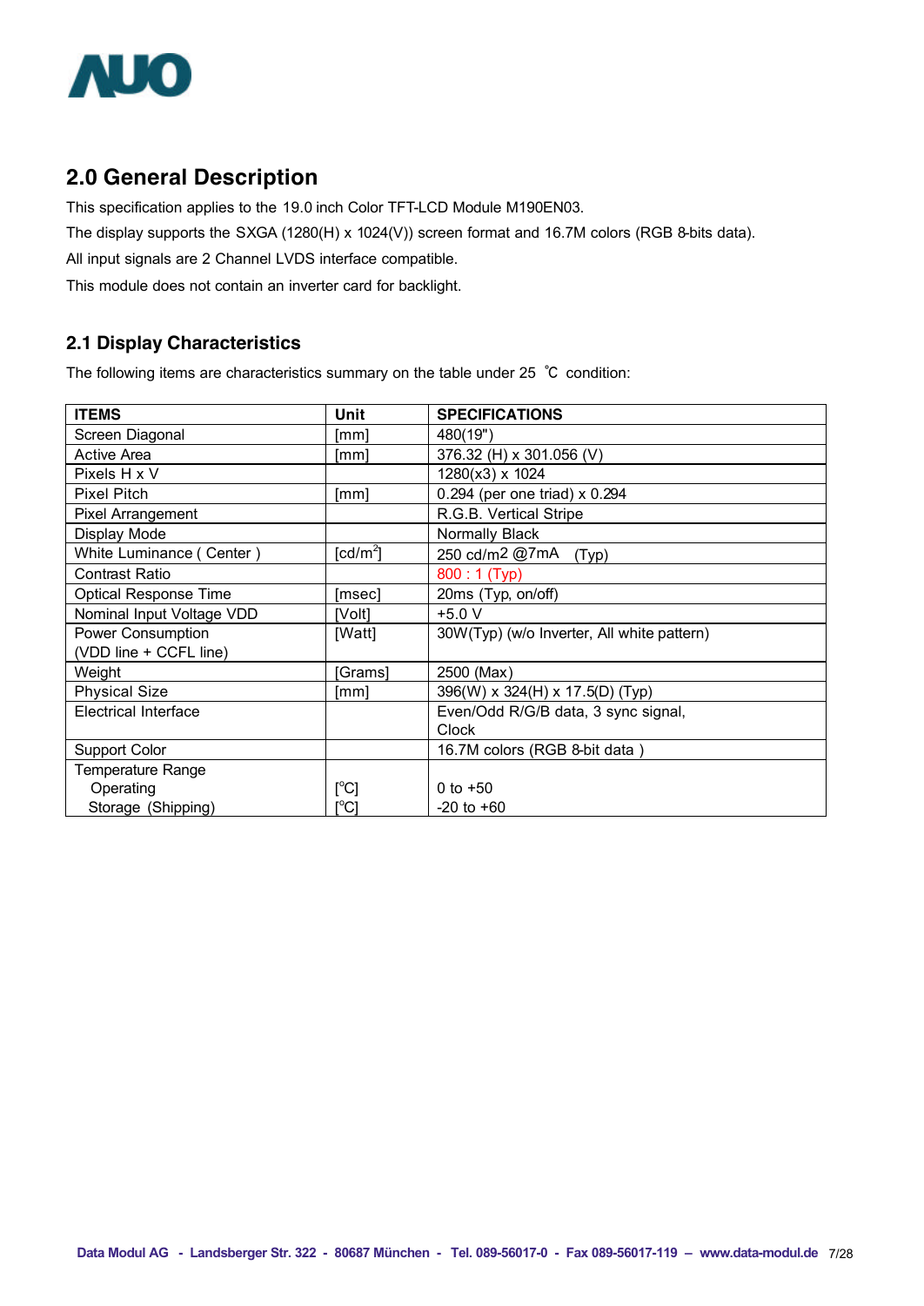## 2.0 General Description

This specification applies to the 19.0 inch Color TFT-LCD Module M190EN03.

The display supports the SXGA (1280(H) x 1024(V)) screen format and 16.7M colors (RGB 8-bits data).

All input signals are 2 Channel LVDS interface compatible.

This module does not contain an inverter card for backlight.

### 2.1 Display Characteristics

The following items are characteristics summary on the table under 25 ℃ condition:

| ITEMS | Unit | SPECIFICATIONS |
|---|---|---|
| Screen Diagonal | [mm] | 480(19") |
| Active Area | [mm] | 376.32 (H) x 301.056 (V) |
| Pixels H x V | | 1280(x3) x 1024 |
| Pixel Pitch | [mm] | 0.294 (per one triad) x 0.294 |
| Pixel Arrangement | | R.G.B. Vertical Stripe |
| Display Mode | | Normally Black |
| White Luminance ( Center ) | [cd/m$^2$] | 250 cd/m2 @7mA (Typ) |
| Contrast Ratio | | 800 : 1 (Typ) |
| Optical Response Time | [msec] | 20ms (Typ, on/off) |
| Nominal Input Voltage VDD | [Volt] | +5.0 V |
| Power Consumption (VDD line + CCFL line) | [Watt] | 30W(Typ) (w/o Inverter, All white pattern) |
| Weight | [Grams] | 2500 (Max) |
| Physical Size | [mm] | 396(W) x 324(H) x 17.5(D) (Typ) |
| Electrical Interface | | Even/Odd R/G/B data, 3 sync signal, Clock |
| Support Color | | 16.7M colors (RGB 8-bit data ) |
| Temperature Range | | |
| Operating | [$^o$C] | 0 to +50 |
| Storage (Shipping) | [$^o$C] | -20 to +60 |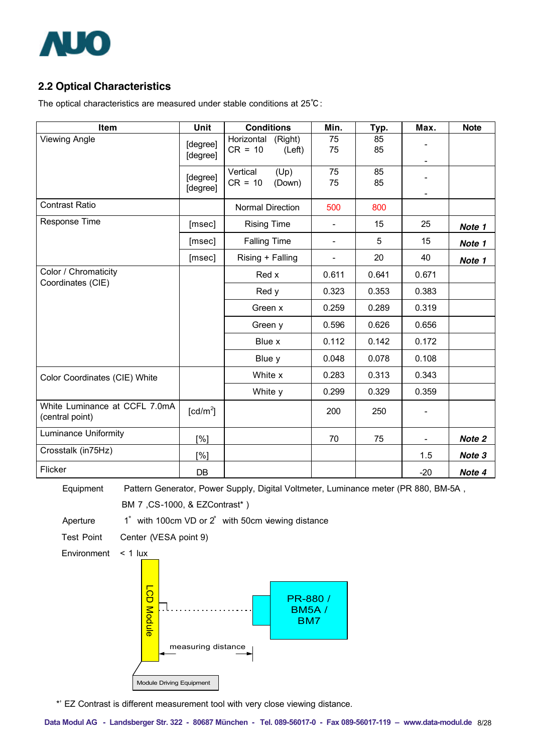## 2.2 Optical Characteristics

The optical characteristics are measured under stable conditions at 25℃:

| Item | Unit | Conditions | Min. | Typ. | Max. | Note |
|---|---|---|---|---|---|---|
| Viewing Angle | [degree] [degree] | Horizontal (Right) CR = 10 (Left) | 75 75 | 85 85 | - - | |
| | [degree] [degree] | Vertical (Up) CR = 10 (Down) | 75 75 | 85 85 | - - | |
| Contrast Ratio | | Normal Direction | 500 | 800 | | |
| Response Time | [msec] | Rising Time | - | 15 | 25 | ***Note 1*** |
| | [msec] | Falling Time | - | 5 | 15 | ***Note 1*** |
| | [msec] | Rising + Falling | - | 20 | 40 | ***Note 1*** |
| Color / Chromaticity Coordinates (CIE) | | Red x | 0.611 | 0.641 | 0.671 | |
| | | Red y | 0.323 | 0.353 | 0.383 | |
| | | Green x | 0.259 | 0.289 | 0.319 | |
| | | Green y | 0.596 | 0.626 | 0.656 | |
| | | Blue x | 0.112 | 0.142 | 0.172 | |
| | | Blue y | 0.048 | 0.078 | 0.108 | |
| Color Coordinates (CIE) White | | White x | 0.283 | 0.313 | 0.343 | |
| | | White y | 0.299 | 0.329 | 0.359 | |
| White Luminance at CCFL 7.0mA (central point) | [cd/m$^2$] | | 200 | 250 | - | |
| Luminance Uniformity | [%] | | 70 | 75 | - | ***Note 2*** |
| Crosstalk (in75Hz) | [%] | | | | 1.5 | ***Note 3*** |
| Flicker | DB | | | | -20 | ***Note 4*** |

Equipment Pattern Generator, Power Supply, Digital Voltmeter, Luminance meter (PR 880, BM-5A , BM 7 ,CS-1000, & EZContrast* )

Aperture 1° with 100cm VD or 2° with 50cm viewing distance

Test Point Center (VESA point 9)

Environment < 1 lux

LCD Module

PR-880 / BM5A / BM7

measuring distance

Module Driving Equipment

*' EZ Contrast is different measurement tool with very close viewing distance.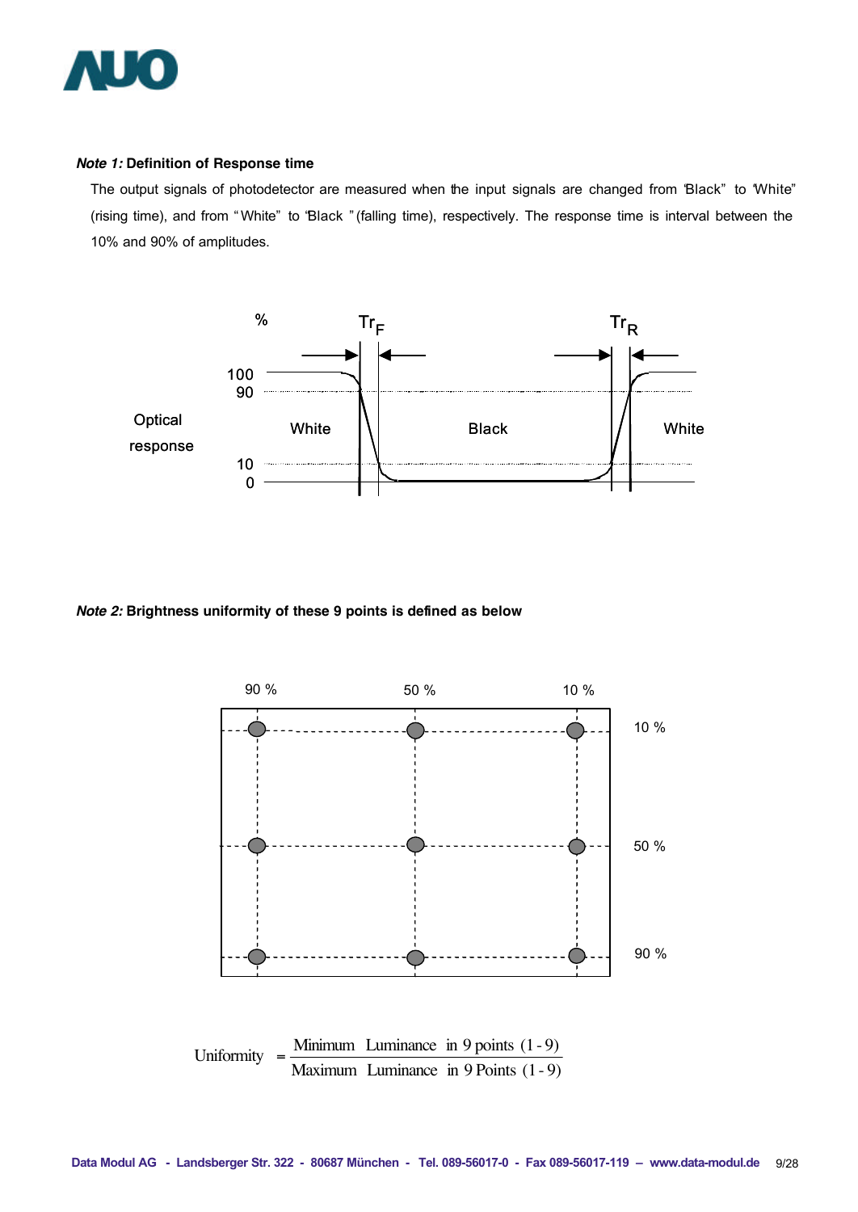***Note 1:*** **Definition of Response time**

The output signals of photodetector are measured when the input signals are changed from "Black" to "White" (rising time), and from "White" to "Black" (falling time), respectively. The response time is interval between the 10% and 90% of amplitudes.

***Note 2:*** **Brightness uniformity of these 9 points is defined as below**

$$\text{Uniformity} = \frac{\text{Minimum Luminance in 9 points (1 - 9)}}{\text{Maximum Luminance in 9 Points (1 - 9)}}$$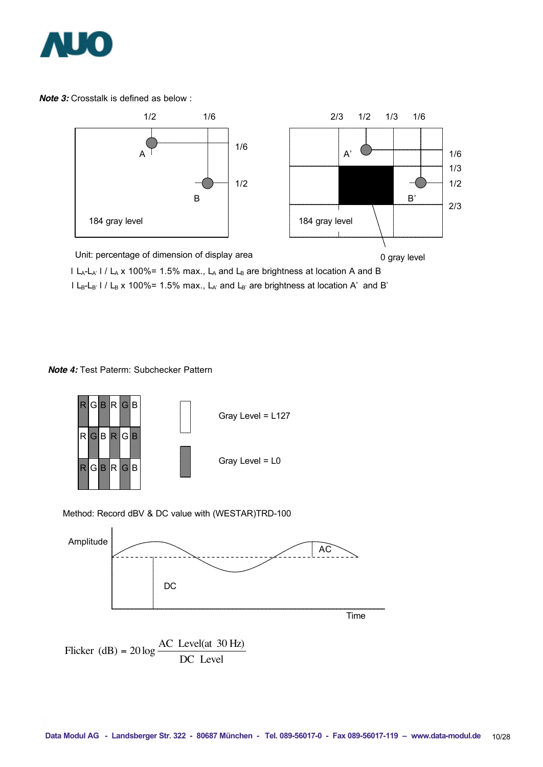***Note 3:*** Crosstalk is defined as below :

1/2 1/6 1/6 1/2

A B

184 gray level

2/3 1/2 1/3 1/6

A' B'

1/6 1/3 1/2 2/3

184 gray level

0 gray level

Unit: percentage of dimension of display area

$| L_A - L_{A'} | / L_A \times 100\% = 1.5\%$ max., $L_A$ and $L_B$ are brightness at location A and B

$| L_B - L_{B'} | / L_B \times 100\% = 1.5\%$ max., $L_{A'}$ and $L_{B'}$ are brightness at location A' and B'

***Note 4:*** Test Paterm: Subchecker Pattern

| R | G | B | R | G | B |
|---|---|---|---|---|---|
| R | G | B | R | G | B |
| R | G | B | R | G | B |

Gray Level = L127

Gray Level = L0

Method: Record dBV & DC value with (WESTAR)TRD-100

Amplitude

AC

DC

Time

$$\text{Flicker (dB)} = 20\log\frac{\text{AC Level(at 30 Hz)}}{\text{DC Level}}$$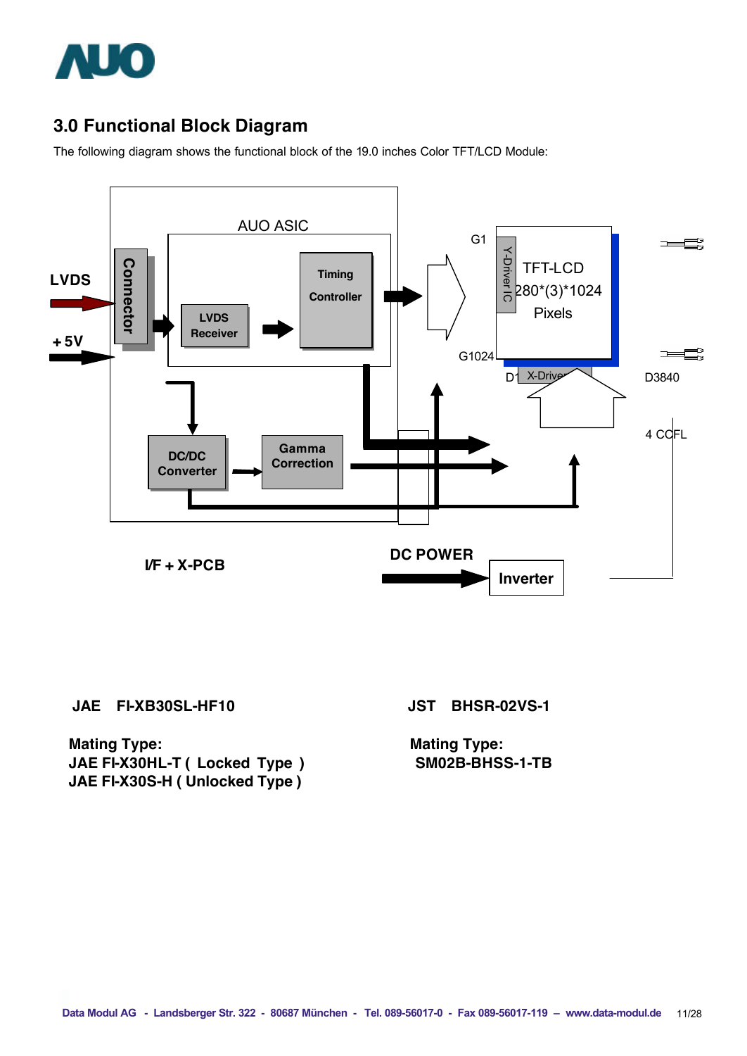## 3.0 Functional Block Diagram

The following diagram shows the functional block of the 19.0 inches Color TFT/LCD Module:

LVDS

+5V

Connector

AUO ASIC

LVDS Receiver

Timing Controller

DC/DC Converter

Gamma Correction

G1

G1024

Y-Driver IC

TFT-LCD 1280*(3)*1024 Pixels

D1 X-Driver

D3840

4 CCFL

I/F + X-PCB

DC POWER

Inverter

**JAE FI-XB30SL-HF10**

**Mating Type:**
**JAE FI-X30HL-T ( Locked Type )**
**JAE FI-X30S-H ( Unlocked Type )**

**JST BHSR-02VS-1**

**Mating Type:**
**SM02B-BHSS-1-TB**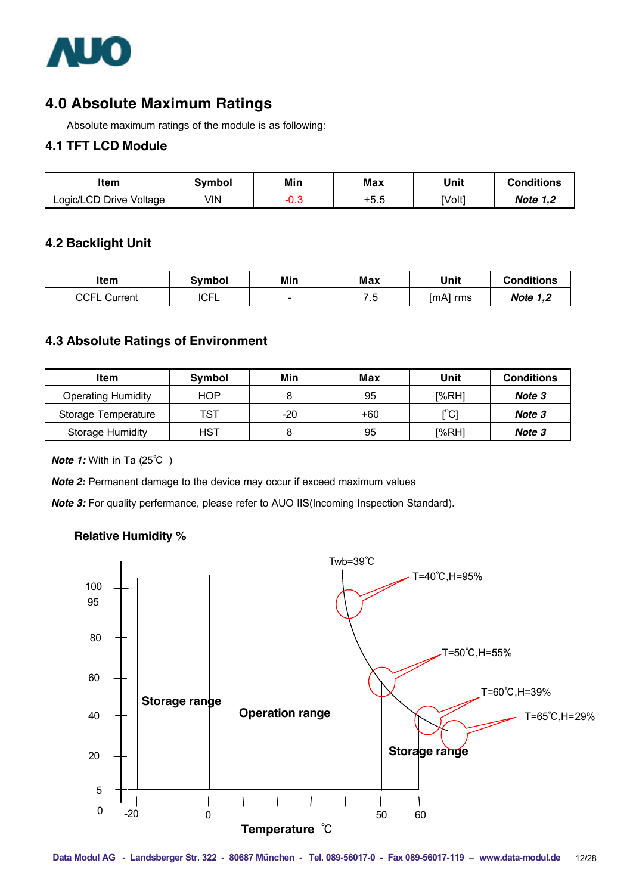# 4.0 Absolute Maximum Ratings

Absolute maximum ratings of the module is as following:

## 4.1 TFT LCD Module

| Item | Symbol | Min | Max | Unit | Conditions |
|---|---|---|---|---|---|
| Logic/LCD Drive Voltage | VIN | -0.3 | +5.5 | [Volt] | ***Note 1,2*** |

## 4.2 Backlight Unit

| Item | Symbol | Min | Max | Unit | Conditions |
|---|---|---|---|---|---|
| CCFL Current | ICFL | - | 7.5 | [mA] rms | ***Note 1,2*** |

## 4.3 Absolute Ratings of Environment

| Item | Symbol | Min | Max | Unit | Conditions |
|---|---|---|---|---|---|
| Operating Humidity | HOP | 8 | 95 | [%RH] | ***Note 3*** |
| Storage Temperature | TST | -20 | +60 | [°C] | ***Note 3*** |
| Storage Humidity | HST | 8 | 95 | [%RH] | ***Note 3*** |

***Note 1:*** With in Ta (25℃ )

***Note 2:*** Permanent damage to the device may occur if exceed maximum values

***Note 3:*** For quality perfermance, please refer to AUO IIS(Incoming Inspection Standard).

**Relative Humidity %**

Twb=39℃

T=40℃,H=95%

T=50℃,H=55%

T=60℃,H=39%

T=65℃,H=29%

Storage range

Operation range

Storage range

**Temperature ℃**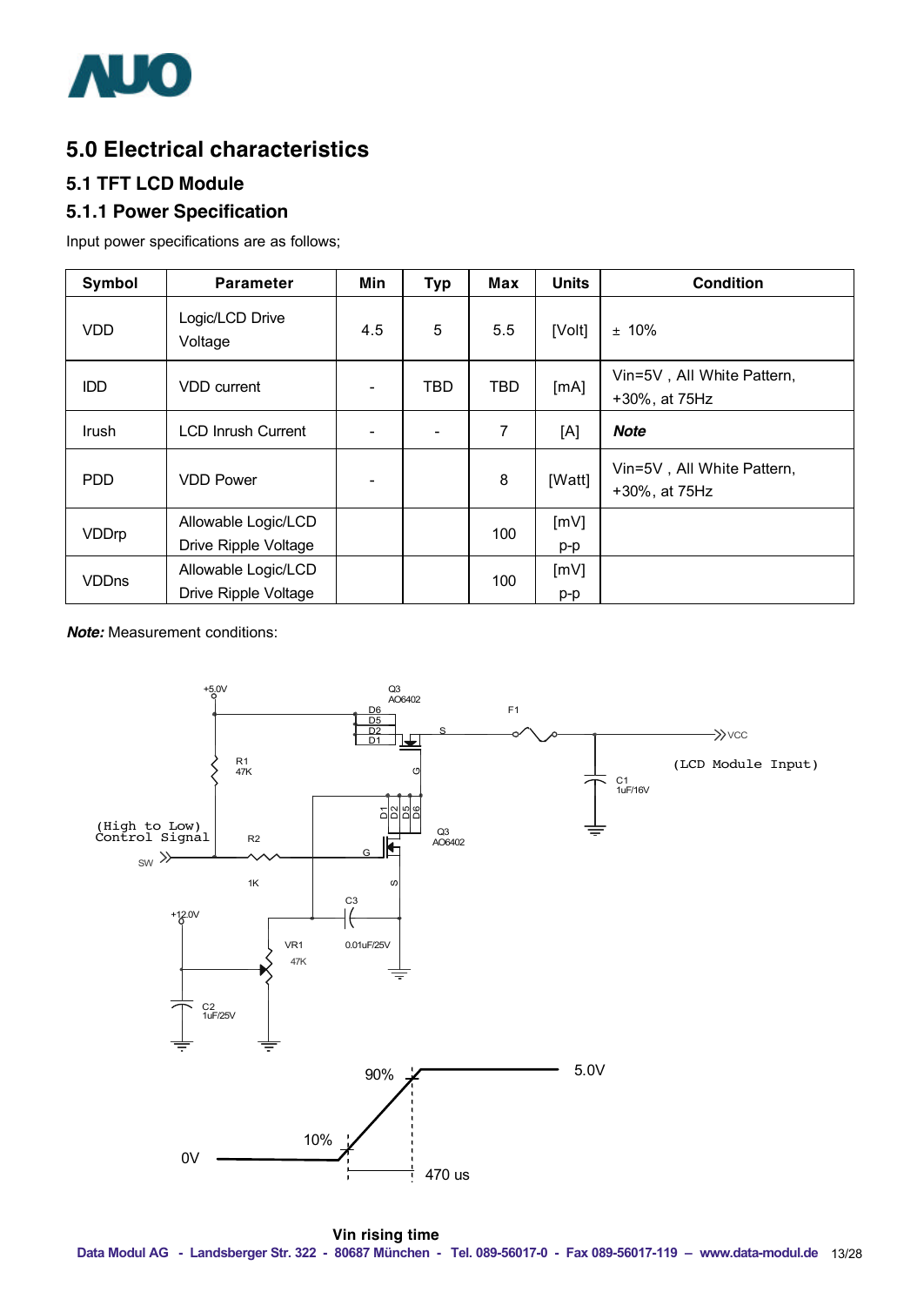# 5.0 Electrical characteristics

## 5.1 TFT LCD Module

### 5.1.1 Power Specification

Input power specifications are as follows;

| Symbol | Parameter | Min | Typ | Max | Units | Condition |
|---|---|---|---|---|---|---|
| VDD | Logic/LCD Drive Voltage | 4.5 | 5 | 5.5 | [Volt] | ± 10% |
| IDD | VDD current | - | TBD | TBD | [mA] | Vin=5V , All White Pattern, +30%, at 75Hz |
| Irush | LCD Inrush Current | - | - | 7 | [A] | ***Note*** |
| PDD | VDD Power | - | | 8 | [Watt] | Vin=5V , All White Pattern, +30%, at 75Hz |
| VDDrp | Allowable Logic/LCD Drive Ripple Voltage | | | 100 | [mV] p-p | |
| VDDns | Allowable Logic/LCD Drive Ripple Voltage | | | 100 | [mV] p-p | |

***Note:*** Measurement conditions:

Vin rising time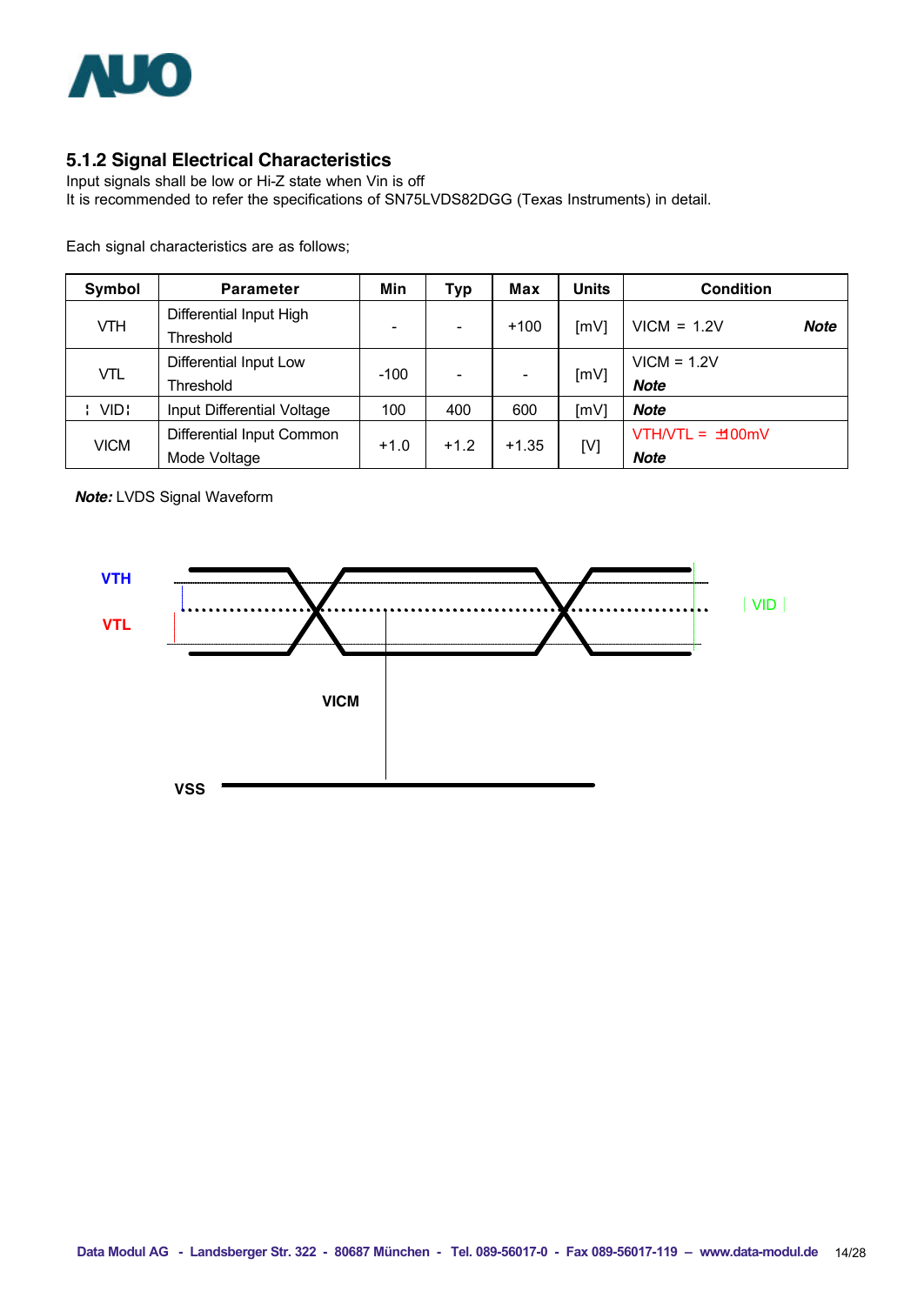### 5.1.2 Signal Electrical Characteristics

Input signals shall be low or Hi-Z state when Vin is off

It is recommended to refer the specifications of SN75LVDS82DGG (Texas Instruments) in detail.

Each signal characteristics are as follows;

| Symbol | Parameter | Min | Typ | Max | Units | Condition |
|---|---|---|---|---|---|---|
| VTH | Differential Input High Threshold | - | - | +100 | [mV] | VICM = 1.2V ***Note*** |
| VTL | Differential Input Low Threshold | -100 | - | - | [mV] | VICM = 1.2V ***Note*** |
| ¦ VID¦ | Input Differential Voltage | 100 | 400 | 600 | [mV] | ***Note*** |
| VICM | Differential Input Common Mode Voltage | +1.0 | +1.2 | +1.35 | [V] | VTH/VTL = ±100mV ***Note*** |

***Note:*** LVDS Signal Waveform

VTH

VTL

VID

VICM

VSS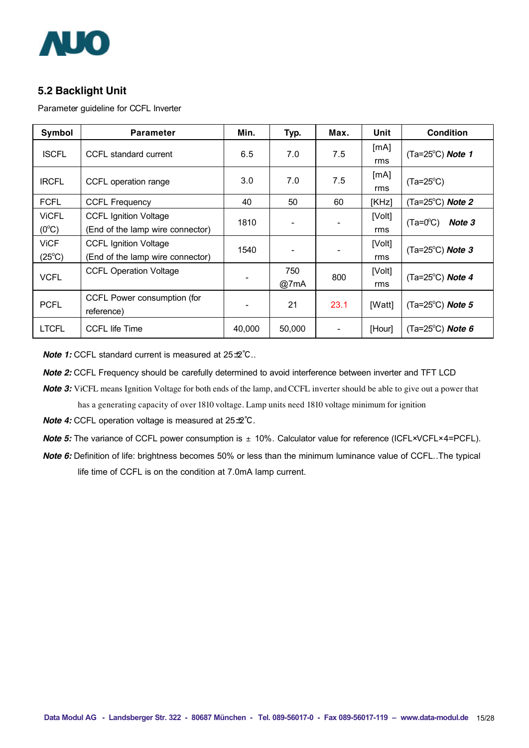## 5.2 Backlight Unit

Parameter guideline for CCFL Inverter

| Symbol | Parameter | Min. | Typ. | Max. | Unit | Condition |
|---|---|---|---|---|---|---|
| ISCFL | CCFL standard current | 6.5 | 7.0 | 7.5 | [mA] rms | (Ta=25°C) ***Note 1*** |
| IRCFL | CCFL operation range | 3.0 | 7.0 | 7.5 | [mA] rms | (Ta=25°C) |
| FCFL | CCFL Frequency | 40 | 50 | 60 | [KHz] | (Ta=25°C) ***Note 2*** |
| ViCFL (0°C) | CCFL Ignition Voltage (End of the lamp wire connector) | 1810 | - | - | [Volt] rms | (Ta=0°C) ***Note 3*** |
| ViCF (25°C) | CCFL Ignition Voltage (End of the lamp wire connector) | 1540 | - | - | [Volt] rms | (Ta=25°C) ***Note 3*** |
| VCFL | CCFL Operation Voltage | - | 750 @7mA | 800 | [Volt] rms | (Ta=25°C) ***Note 4*** |
| PCFL | CCFL Power consumption (for reference) | - | 21 | 23.1 | [Watt] | (Ta=25°C) ***Note 5*** |
| LTCFL | CCFL life Time | 40,000 | 50,000 | - | [Hour] | (Ta=25°C) ***Note 6*** |

***Note 1:*** CCFL standard current is measured at 25±2℃..

***Note 2:*** CCFL Frequency should be carefully determined to avoid interference between inverter and TFT LCD

***Note 3:*** ViCFL means Ignition Voltage for both ends of the lamp, and CCFL inverter should be able to give out a power that has a generating capacity of over 1810 voltage. Lamp units need 1810 voltage minimum for ignition

***Note 4:*** CCFL operation voltage is measured at 25±2℃.

***Note 5:*** The variance of CCFL power consumption is ± 10%. Calculator value for reference (ICFL×VCFL×4=PCFL).

***Note 6:*** Definition of life: brightness becomes 50% or less than the minimum luminance value of CCFL..The typical life time of CCFL is on the condition at 7.0mA lamp current.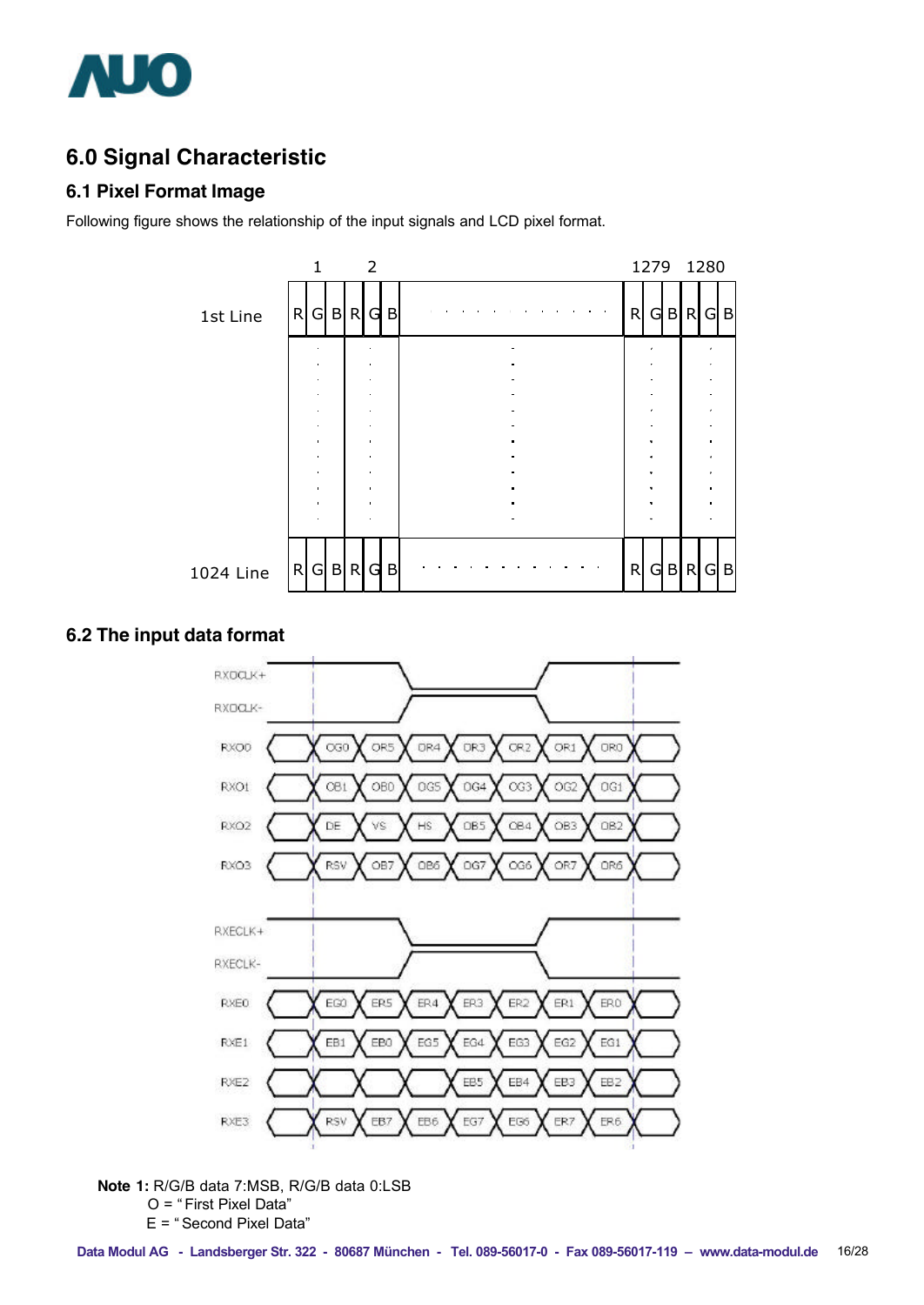## 6.0 Signal Characteristic

### 6.1 Pixel Format Image

Following figure shows the relationship of the input signals and LCD pixel format.

|  | 1 | | | 2 | | |  | 1279 | | | 1280 | | |
|---|---|---|---|---|---|---|---|---|---|---|---|---|---|
| 1st Line | R | G | B | R | G | B | . . . | R | G | B | R | G | B |
| 1024 Line | R | G | B | R | G | B | . . . | R | G | B | R | G | B |

### 6.2 The input data format

| Signal | | | | | | | | |
|---|---|---|---|---|---|---|---|---|
| RXO0 | | OG0 | OR5 | OR4 | OR3 | OR2 | OR1 | OR0 |
| RXO1 | | OB1 | OB0 | OG5 | OG4 | OG3 | OG2 | OG1 |
| RXO2 | | DE | VS | HS | OB5 | OB4 | OB3 | OB2 |
| RXO3 | | RSV | OB7 | OB6 | OG7 | OG6 | OR7 | OR6 |
| RXE0 | | EG0 | ER5 | ER4 | ER3 | ER2 | ER1 | ER0 |
| RXE1 | | EB1 | EB0 | EG5 | EG4 | EG3 | EG2 | EG1 |
| RXE2 | | | | | EB5 | EB4 | EB3 | EB2 |
| RXE3 | | RSV | EB7 | EB6 | EG7 | EG6 | ER7 | ER6 |

(Clock signals: RXOCLK+, RXOCLK-, RXECLK+, RXECLK-)

**Note 1:** R/G/B data 7:MSB, R/G/B data 0:LSB
O = " First Pixel Data"
E = " Second Pixel Data"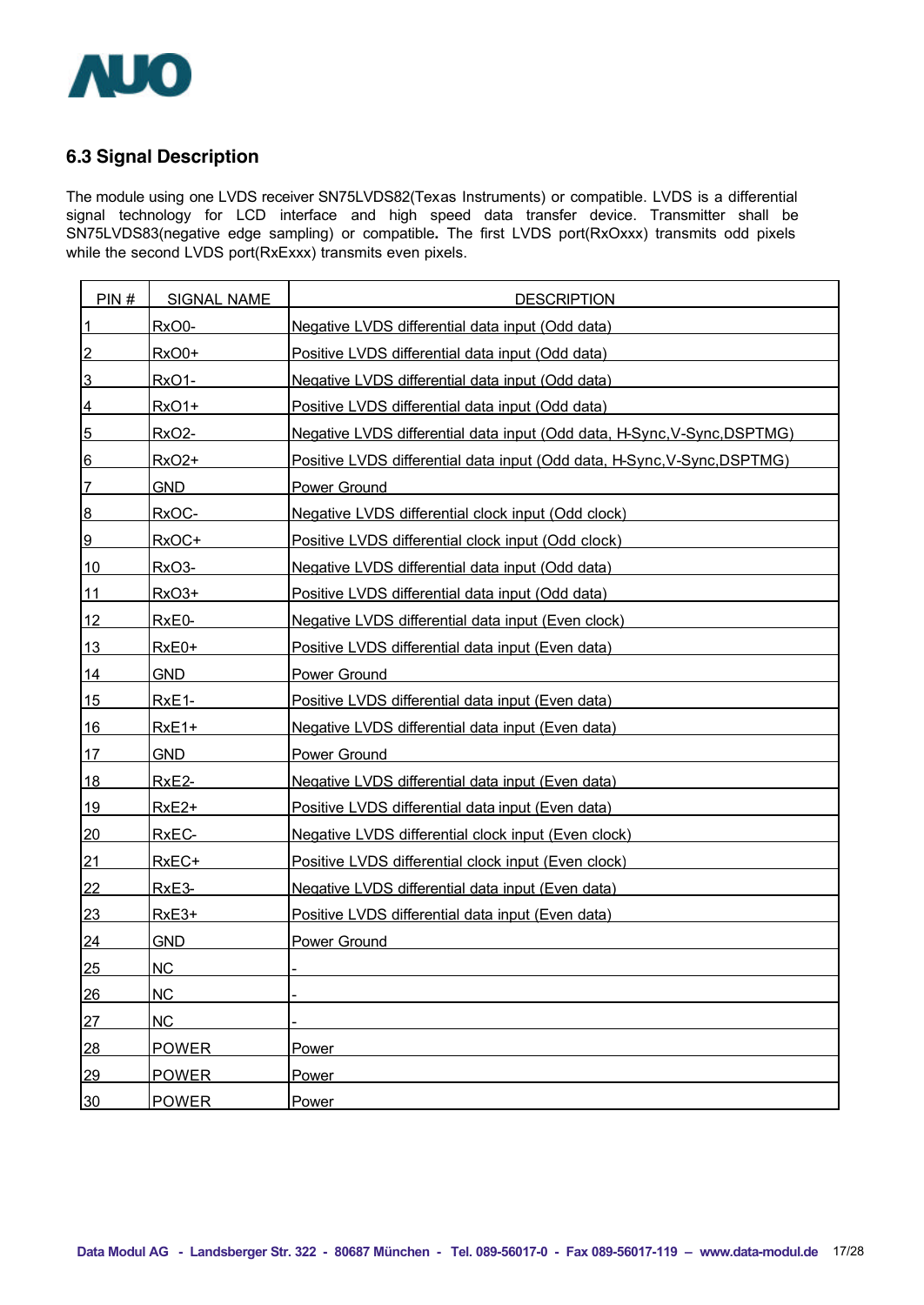## 6.3 Signal Description

The module using one LVDS receiver SN75LVDS82(Texas Instruments) or compatible. LVDS is a differential signal technology for LCD interface and high speed data transfer device. Transmitter shall be SN75LVDS83(negative edge sampling) or compatible**.** The first LVDS port(RxOxxx) transmits odd pixels while the second LVDS port(RxExxx) transmits even pixels.

| PIN # | SIGNAL NAME | DESCRIPTION |
|---|---|---|
| 1 | RxO0- | Negative LVDS differential data input (Odd data) |
| 2 | RxO0+ | Positive LVDS differential data input (Odd data) |
| 3 | RxO1- | Negative LVDS differential data input (Odd data) |
| 4 | RxO1+ | Positive LVDS differential data input (Odd data) |
| 5 | RxO2- | Negative LVDS differential data input (Odd data, H-Sync,V-Sync,DSPTMG) |
| 6 | RxO2+ | Positive LVDS differential data input (Odd data, H-Sync,V-Sync,DSPTMG) |
| 7 | GND | Power Ground |
| 8 | RxOC- | Negative LVDS differential clock input (Odd clock) |
| 9 | RxOC+ | Positive LVDS differential clock input (Odd clock) |
| 10 | RxO3- | Negative LVDS differential data input (Odd data) |
| 11 | RxO3+ | Positive LVDS differential data input (Odd data) |
| 12 | RxE0- | Negative LVDS differential data input (Even clock) |
| 13 | RxE0+ | Positive LVDS differential data input (Even data) |
| 14 | GND | Power Ground |
| 15 | RxE1- | Positive LVDS differential data input (Even data) |
| 16 | RxE1+ | Negative LVDS differential data input (Even data) |
| 17 | GND | Power Ground |
| 18 | RxE2- | Negative LVDS differential data input (Even data) |
| 19 | RxE2+ | Positive LVDS differential data input (Even data) |
| 20 | RxEC- | Negative LVDS differential clock input (Even clock) |
| 21 | RxEC+ | Positive LVDS differential clock input (Even clock) |
| 22 | RxE3- | Negative LVDS differential data input (Even data) |
| 23 | RxE3+ | Positive LVDS differential data input (Even data) |
| 24 | GND | Power Ground |
| 25 | NC | - |
| 26 | NC | - |
| 27 | NC | - |
| 28 | POWER | Power |
| 29 | POWER | Power |
| 30 | POWER | Power |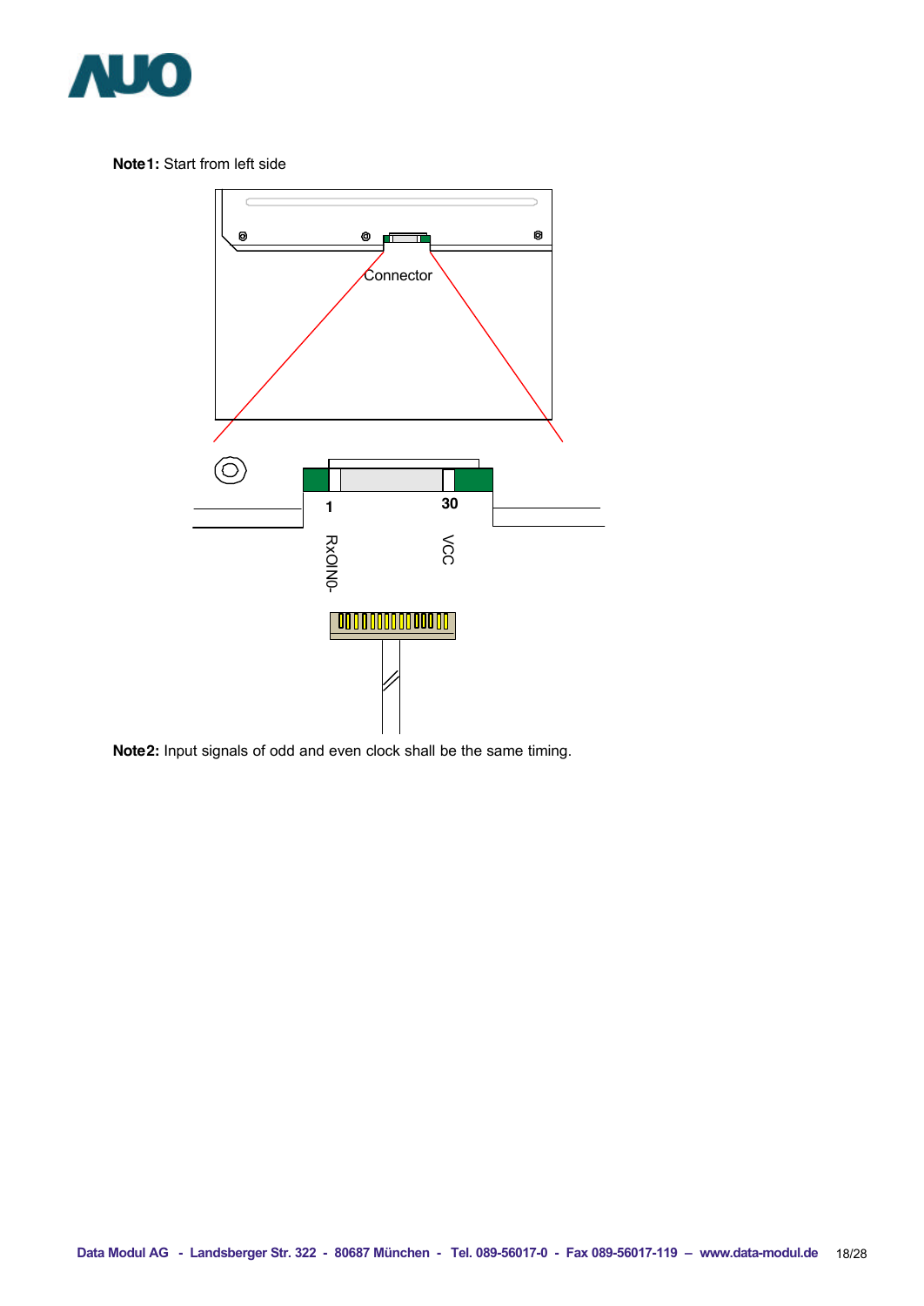**Note1:** Start from left side

Connector

1

30

RxOIN0-

VCC

**Note2:** Input signals of odd and even clock shall be the same timing.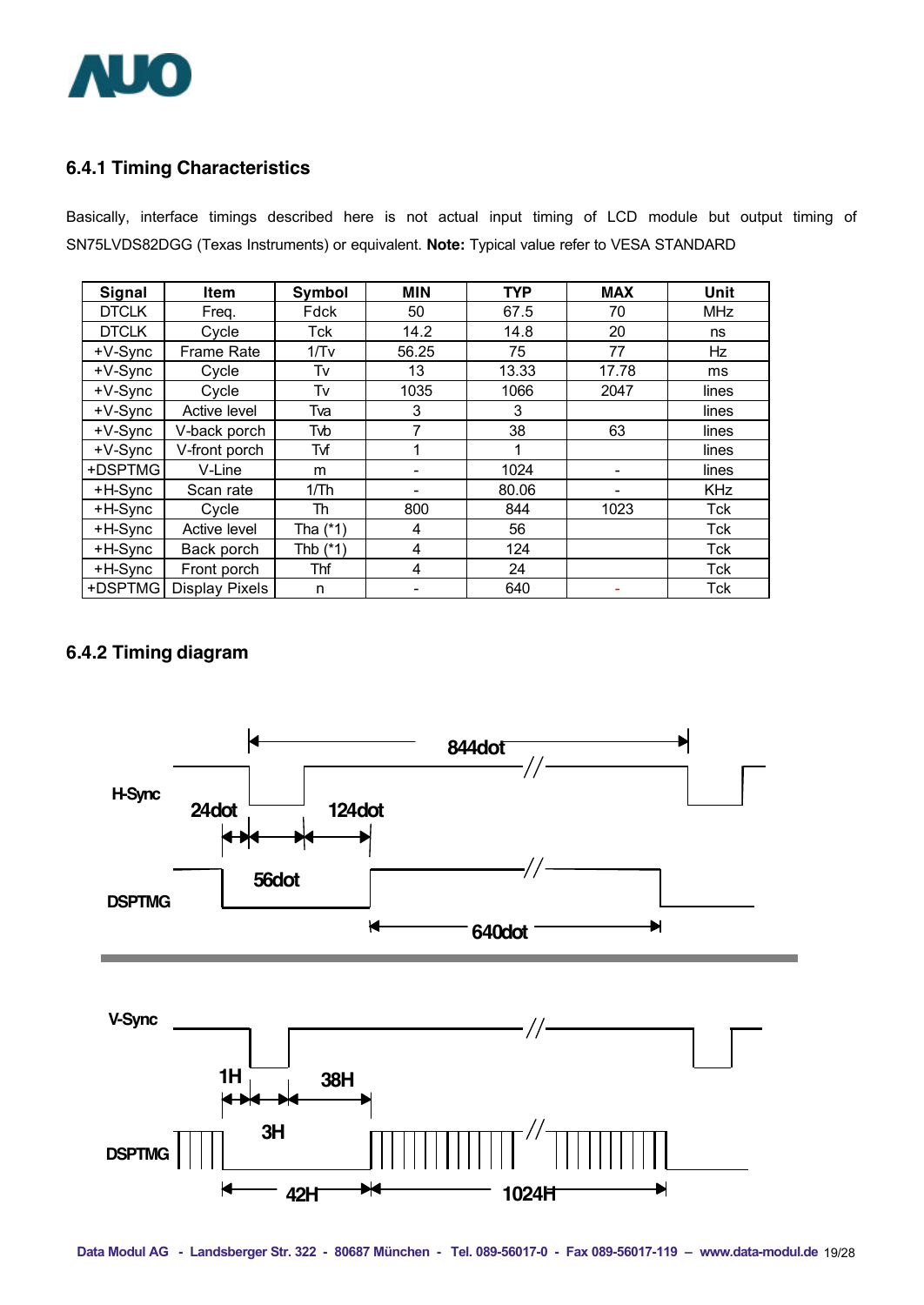### 6.4.1 Timing Characteristics

Basically, interface timings described here is not actual input timing of LCD module but output timing of SN75LVDS82DGG (Texas Instruments) or equivalent. **Note:** Typical value refer to VESA STANDARD

| Signal | Item | Symbol | MIN | TYP | MAX | Unit |
|---|---|---|---|---|---|---|
| DTCLK | Freq. | Fdck | 50 | 67.5 | 70 | MHz |
| DTCLK | Cycle | Tck | 14.2 | 14.8 | 20 | ns |
| +V-Sync | Frame Rate | 1/Tv | 56.25 | 75 | 77 | Hz |
| +V-Sync | Cycle | Tv | 13 | 13.33 | 17.78 | ms |
| +V-Sync | Cycle | Tv | 1035 | 1066 | 2047 | lines |
| +V-Sync | Active level | Tva | 3 | 3 | | lines |
| +V-Sync | V-back porch | Tvb | 7 | 38 | 63 | lines |
| +V-Sync | V-front porch | Tvf | 1 | 1 | | lines |
| +DSPTMG | V-Line | m | - | 1024 | - | lines |
| +H-Sync | Scan rate | 1/Th | - | 80.06 | - | KHz |
| +H-Sync | Cycle | Th | 800 | 844 | 1023 | Tck |
| +H-Sync | Active level | Tha (*1) | 4 | 56 | | Tck |
| +H-Sync | Back porch | Thb (*1) | 4 | 124 | | Tck |
| +H-Sync | Front porch | Thf | 4 | 24 | | Tck |
| +DSPTMG | Display Pixels | n | - | 640 | - | Tck |

### 6.4.2 Timing diagram

H-Sync: 844dot, 24dot, 124dot

DSPTMG: 56dot, 640dot

V-Sync: 1H, 38H, 3H

DSPTMG: 42H, 1024H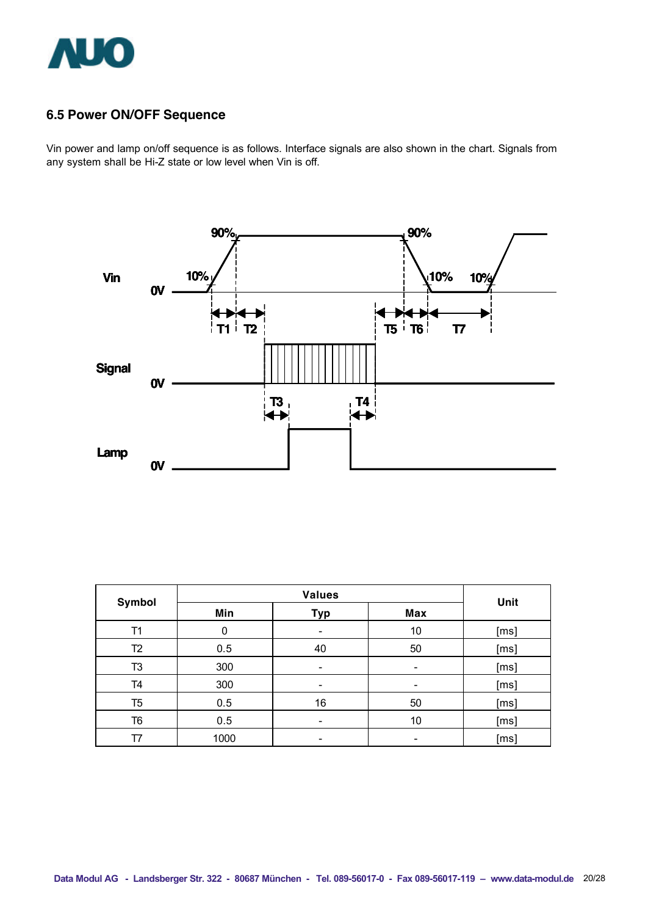## 6.5 Power ON/OFF Sequence

Vin power and lamp on/off sequence is as follows. Interface signals are also shown in the chart. Signals from any system shall be Hi-Z state or low level when Vin is off.

| Symbol | Values | | | Unit |
|---|---|---|---|---|
| | Min | Typ | Max | |
| T1 | 0 | - | 10 | [ms] |
| T2 | 0.5 | 40 | 50 | [ms] |
| T3 | 300 | - | - | [ms] |
| T4 | 300 | - | - | [ms] |
| T5 | 0.5 | 16 | 50 | [ms] |
| T6 | 0.5 | - | 10 | [ms] |
| T7 | 1000 | - | - | [ms] |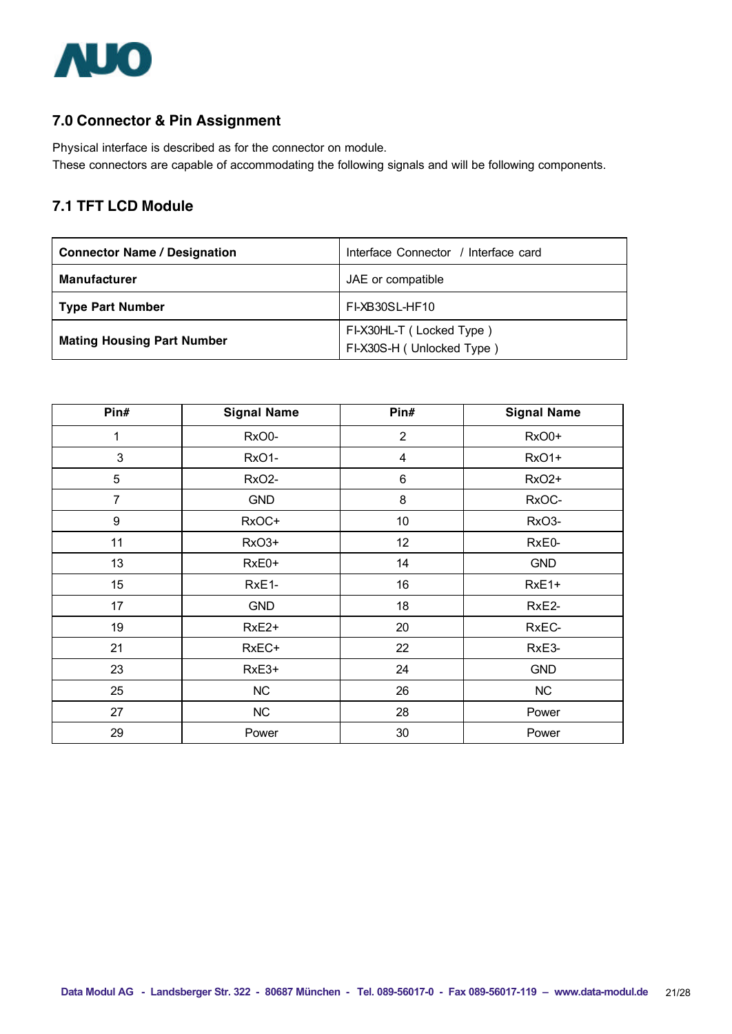## 7.0 Connector & Pin Assignment

Physical interface is described as for the connector on module.
These connectors are capable of accommodating the following signals and will be following components.

### 7.1 TFT LCD Module

| **Connector Name / Designation** | Interface Connector / Interface card |
|---|---|
| **Manufacturer** | JAE or compatible |
| **Type Part Number** | FI-XB30SL-HF10 |
| **Mating Housing Part Number** | FI-X30HL-T ( Locked Type )<br>FI-X30S-H ( Unlocked Type ) |

| Pin# | Signal Name | Pin# | Signal Name |
|---|---|---|---|
| 1 | RxO0- | 2 | RxO0+ |
| 3 | RxO1- | 4 | RxO1+ |
| 5 | RxO2- | 6 | RxO2+ |
| 7 | GND | 8 | RxOC- |
| 9 | RxOC+ | 10 | RxO3- |
| 11 | RxO3+ | 12 | RxE0- |
| 13 | RxE0+ | 14 | GND |
| 15 | RxE1- | 16 | RxE1+ |
| 17 | GND | 18 | RxE2- |
| 19 | RxE2+ | 20 | RxEC- |
| 21 | RxEC+ | 22 | RxE3- |
| 23 | RxE3+ | 24 | GND |
| 25 | NC | 26 | NC |
| 27 | NC | 28 | Power |
| 29 | Power | 30 | Power |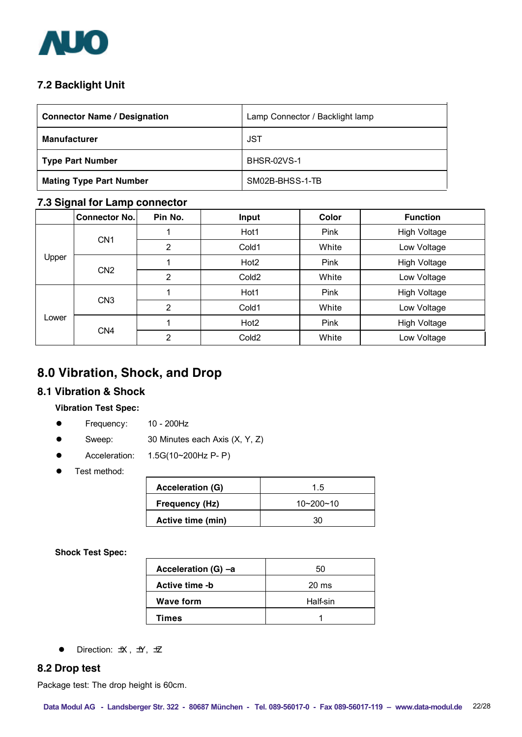## 7.2 Backlight Unit

| **Connector Name / Designation** | Lamp Connector / Backlight lamp |
|---|---|
| **Manufacturer** | JST |
| **Type Part Number** | BHSR-02VS-1 |
| **Mating Type Part Number** | SM02B-BHSS-1-TB |

## 7.3 Signal for Lamp connector

| | Connector No. | Pin No. | Input | Color | Function |
|---|---|---|---|---|---|
| Upper | CN1 | 1 | Hot1 | Pink | High Voltage |
| | | 2 | Cold1 | White | Low Voltage |
| | CN2 | 1 | Hot2 | Pink | High Voltage |
| | | 2 | Cold2 | White | Low Voltage |
| Lower | CN3 | 1 | Hot1 | Pink | High Voltage |
| | | 2 | Cold1 | White | Low Voltage |
| | CN4 | 1 | Hot2 | Pink | High Voltage |
| | | 2 | Cold2 | White | Low Voltage |

# 8.0 Vibration, Shock, and Drop

## 8.1 Vibration & Shock

**Vibration Test Spec:**

- Frequency: 10 - 200Hz
- Sweep: 30 Minutes each Axis (X, Y, Z)
- Acceleration: 1.5G(10~200Hz P- P)
- Test method:

| **Acceleration (G)** | 1.5 |
|---|---|
| **Frequency (Hz)** | 10~200~10 |
| **Active time (min)** | 30 |

**Shock Test Spec:**

| **Acceleration (G) –a** | 50 |
|---|---|
| **Active time -b** | 20 ms |
| **Wave form** | Half-sin |
| **Times** | 1 |

- Direction: ±X , ±Y, ±Z

## 8.2 Drop test

Package test: The drop height is 60cm.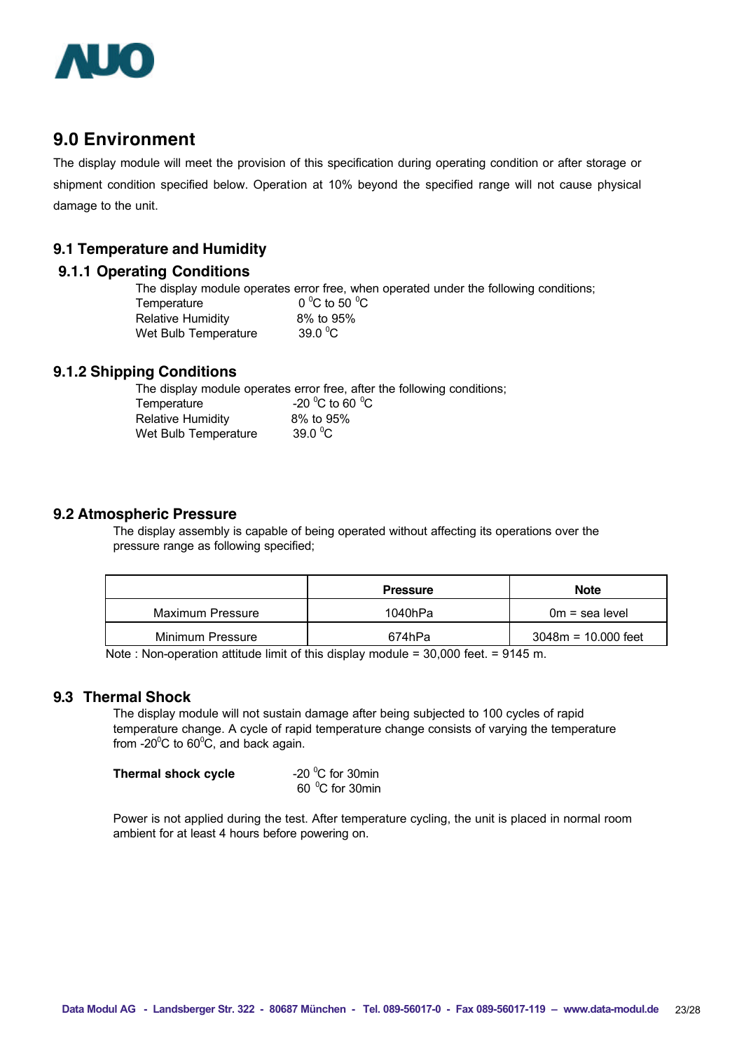# 9.0 Environment

The display module will meet the provision of this specification during operating condition or after storage or shipment condition specified below. Operation at 10% beyond the specified range will not cause physical damage to the unit.

## 9.1 Temperature and Humidity

### 9.1.1 Operating Conditions

The display module operates error free, when operated under the following conditions;

| | |
|---|---|
| Temperature | 0 $^0$C to 50 $^0$C |
| Relative Humidity | 8% to 95% |
| Wet Bulb Temperature | 39.0 $^0$C |

### 9.1.2 Shipping Conditions

The display module operates error free, after the following conditions;

| | |
|---|---|
| Temperature | -20 $^0$C to 60 $^0$C |
| Relative Humidity | 8% to 95% |
| Wet Bulb Temperature | 39.0 $^0$C |

## 9.2 Atmospheric Pressure

The display assembly is capable of being operated without affecting its operations over the pressure range as following specified;

| | Pressure | Note |
|---|---|---|
| Maximum Pressure | 1040hPa | 0m = sea level |
| Minimum Pressure | 674hPa | 3048m = 10.000 feet |

Note : Non-operation attitude limit of this display module = 30,000 feet. = 9145 m.

## 9.3 Thermal Shock

The display module will not sustain damage after being subjected to 100 cycles of rapid temperature change. A cycle of rapid temperature change consists of varying the temperature from -20$^0$C to 60$^0$C, and back again.

**Thermal shock cycle** -20 $^0$C for 30min
60 $^0$C for 30min

Power is not applied during the test. After temperature cycling, the unit is placed in normal room ambient for at least 4 hours before powering on.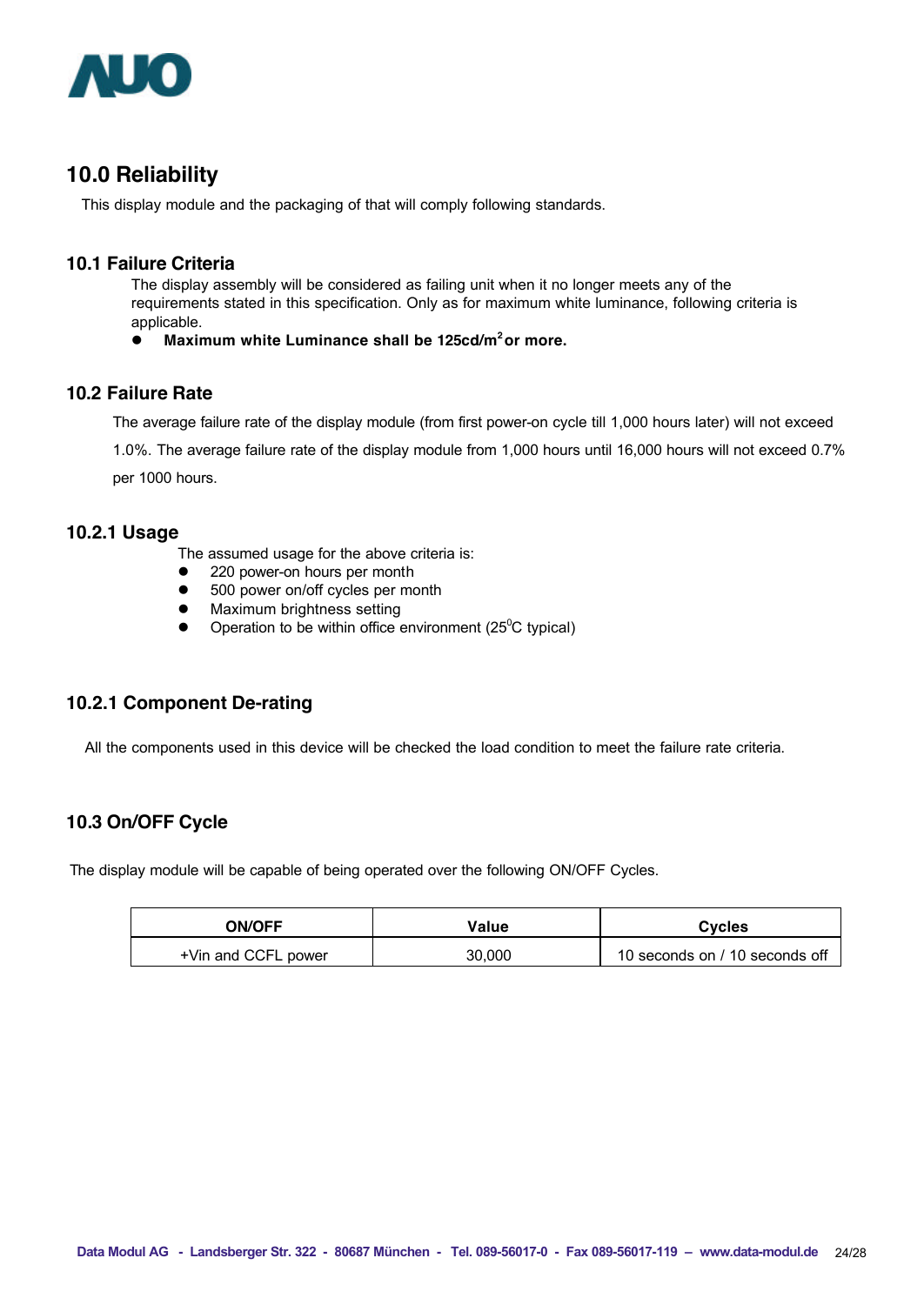## 10.0 Reliability

This display module and the packaging of that will comply following standards.

### 10.1 Failure Criteria

The display assembly will be considered as failing unit when it no longer meets any of the requirements stated in this specification. Only as for maximum white luminance, following criteria is applicable.

- **Maximum white Luminance shall be 125cd/$m^2$ or more.**

### 10.2 Failure Rate

The average failure rate of the display module (from first power-on cycle till 1,000 hours later) will not exceed 1.0%. The average failure rate of the display module from 1,000 hours until 16,000 hours will not exceed 0.7% per 1000 hours.

### 10.2.1 Usage

The assumed usage for the above criteria is:

- 220 power-on hours per month
- 500 power on/off cycles per month
- Maximum brightness setting
- Operation to be within office environment (25$^0$C typical)

### 10.2.1 Component De-rating

All the components used in this device will be checked the load condition to meet the failure rate criteria.

### 10.3 On/OFF Cycle

The display module will be capable of being operated over the following ON/OFF Cycles.

| ON/OFF | Value | Cycles |
|---|---|---|
| +Vin and CCFL power | 30,000 | 10 seconds on / 10 seconds off |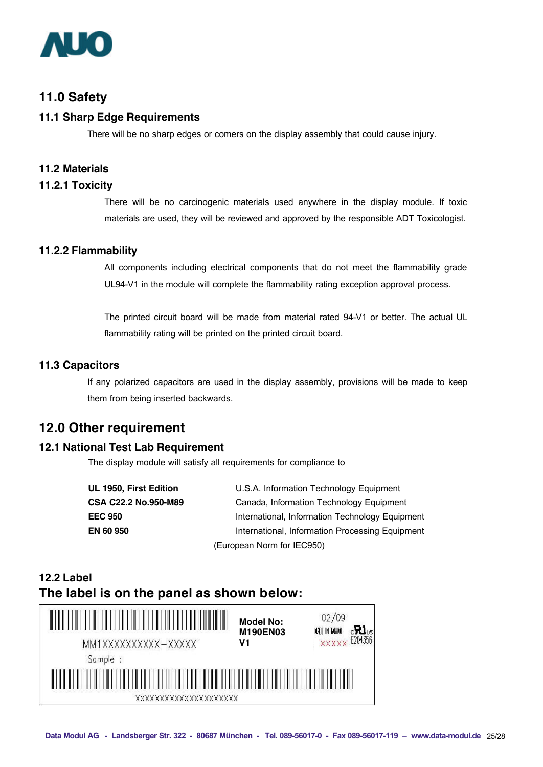## 11.0 Safety

### 11.1 Sharp Edge Requirements

There will be no sharp edges or comers on the display assembly that could cause injury.

### 11.2 Materials

### 11.2.1 Toxicity

There will be no carcinogenic materials used anywhere in the display module. If toxic materials are used, they will be reviewed and approved by the responsible ADT Toxicologist.

### 11.2.2 Flammability

All components including electrical components that do not meet the flammability grade UL94-V1 in the module will complete the flammability rating exception approval process.

The printed circuit board will be made from material rated 94-V1 or better. The actual UL flammability rating will be printed on the printed circuit board.

### 11.3 Capacitors

If any polarized capacitors are used in the display assembly, provisions will be made to keep them from being inserted backwards.

## 12.0 Other requirement

### 12.1 National Test Lab Requirement

The display module will satisfy all requirements for compliance to

| | |
|---|---|
| **UL 1950, First Edition** | U.S.A. Information Technology Equipment |
| **CSA C22.2 No.950-M89** | Canada, Information Technology Equipment |
| **EEC 950** | International, Information Technology Equipment |
| **EN 60 950** | International, Information Processing Equipment |

(European Norm for IEC950)

### 12.2 Label

### The label is on the panel as shown below:

MM1XXXXXXXXX–XXXXX

Sample :

XXXXXXXXXXXXXXXXXXXX

**Model No:**
**M190EN03**
**V1**

02/09
MADE IN TAIWAN
XXXXX
E204356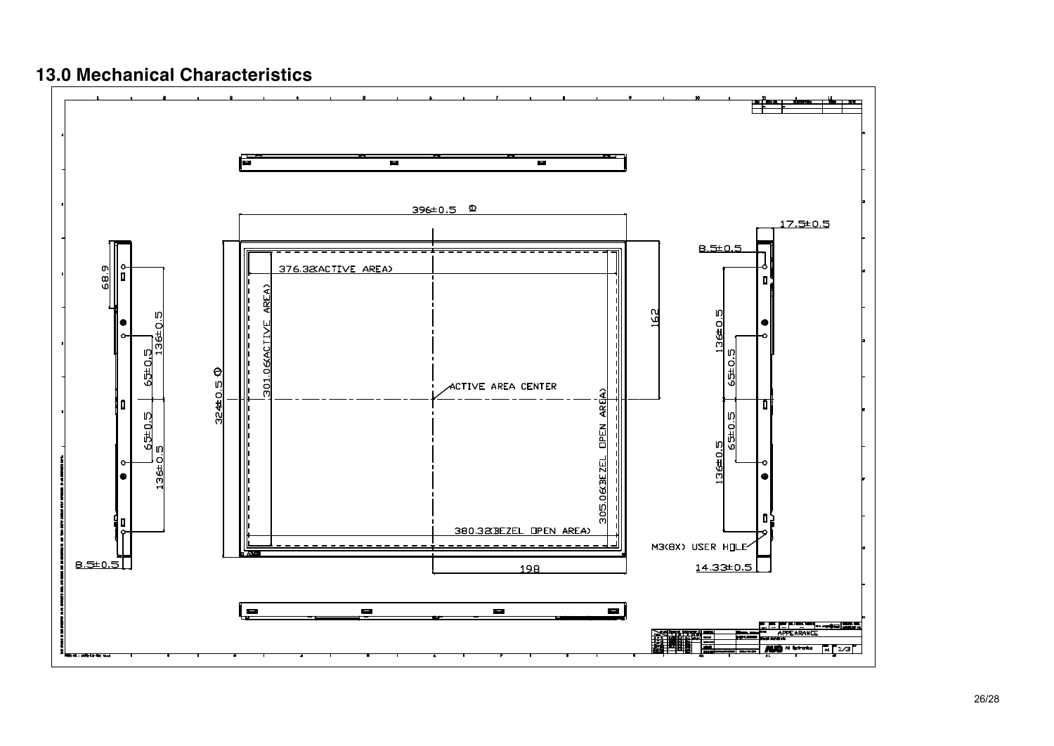## 13.0 Mechanical Characteristics

396±0.5

324±0.5

376.32(ACTIVE AREA)

301.06(ACTIVE AREA)

ACTIVE AREA CENTER

305.06(BEZEL OPEN AREA)

380.32(BEZEL OPEN AREA)

162

198

17.5±0.5

8.5±0.5

136±0.5

65±0.5

65±0.5

136±0.5

M3(8X) USER HOLE

14.33±0.5

68.9

136±0.5

65±0.5

65±0.5

136±0.5

8.5±0.5

APPEARANCE

AU Optronics

1/3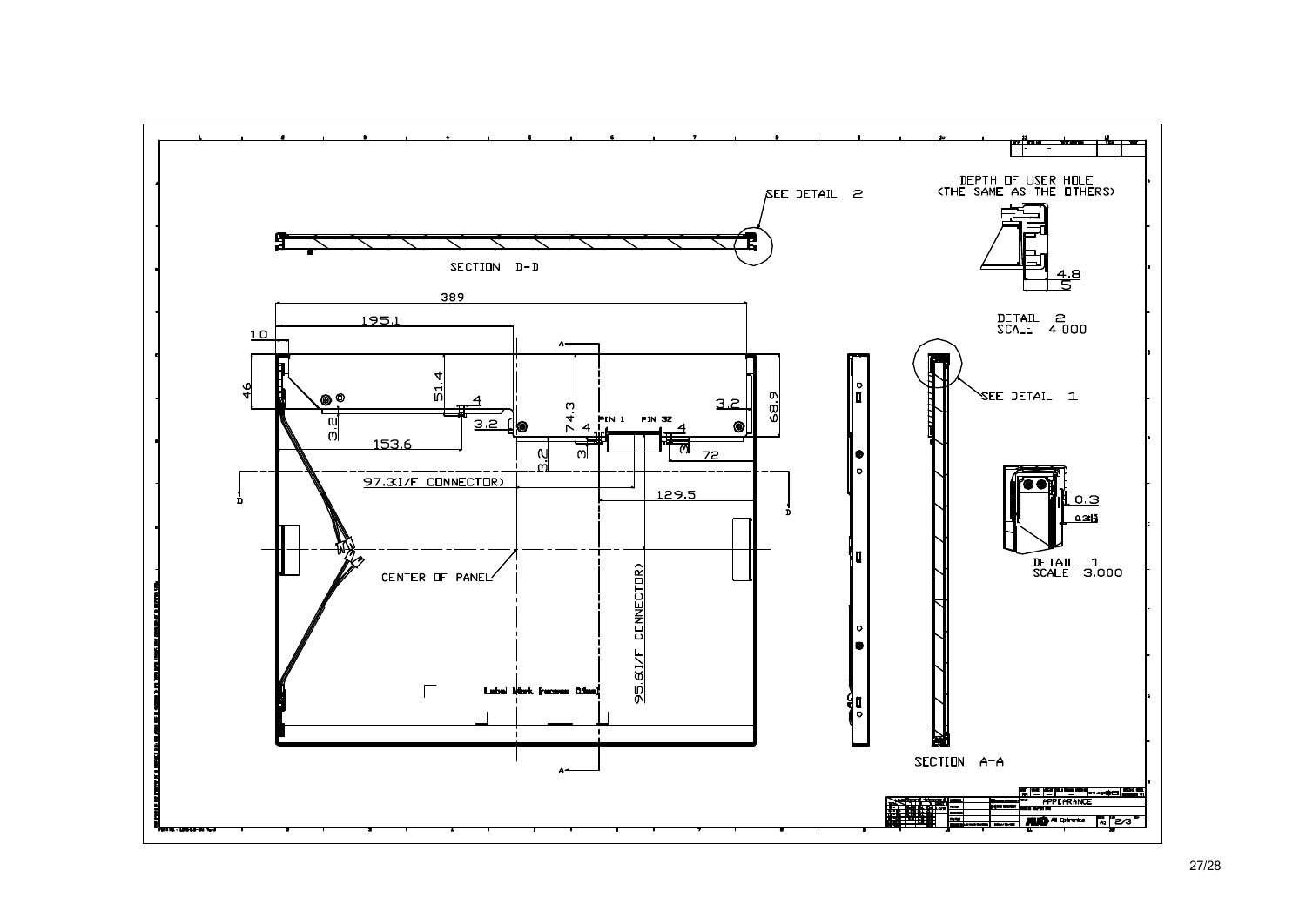SEE DETAIL 2

SECTION D-D

DEPTH OF USER HOLE
(THE SAME AS THE OTHERS)

4.8

5

DETAIL 2
SCALE 4.000

389

195.1

10

46

51.4

4

3.2

74.3

68.9

3.2

3.2

PIN 1 PIN 32

4

4

153.6

3

3

72

3.2

97.3(I/F CONNECTOR)

129.5

CENTER OF PANEL

95.6(I/F CONNECTOR)

Label Mark (recess 0.1mm)

SEE DETAIL 1

0.3

DETAIL 1
SCALE 3.000

SECTION A-A

APPEARANCE

AUO AU Optronics

2/3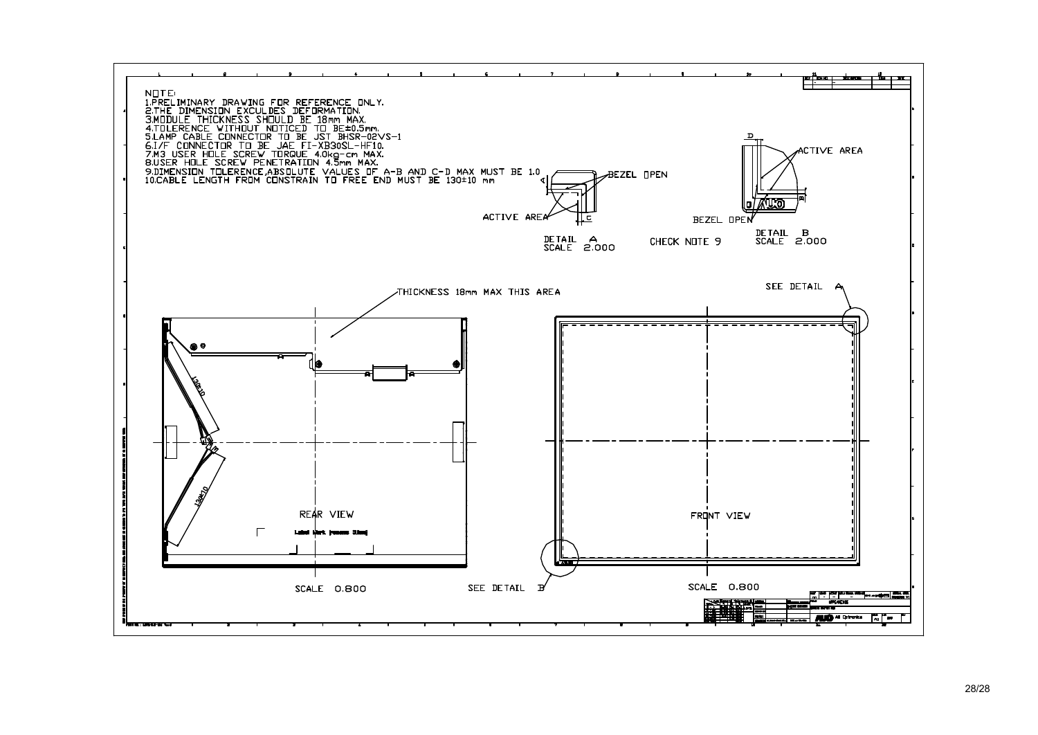NOTE:

1. PRELIMINARY DRAWING FOR REFERENCE ONLY.
2. THE DIMENSION EXCULDES DEFORMATION.
3. MODULE THICKNESS SHOULD BE 18mm MAX.
4. TOLERENCE WITHOUT NOTICED TO BE±0.5mm.
5. LAMP CABLE CONNECTOR TO BE JST BHSR-02VS-1
6. I/F CONNECTOR TO BE JAE FI-XB30SL-HF10.
7. M3 USER HOLE SCREW TORQUE 4.0kg-cm MAX.
8. USER HOLE SCREW PENETRATION 4.5mm MAX.
9. DIMENSION TOLERENCE,ABSOLUTE VALUES OF A-B AND C-D MAX MUST BE 1.0
10. CABLE LENGTH FROM CONSTRAIN TO FREE END MUST BE 130±10 mm

BEZEL OPEN

ACTIVE AREA

DETAIL A
SCALE 2.000

CHECK NOTE 9

ACTIVE AREA

BEZEL OPEN

DETAIL B
SCALE 2.000

THICKNESS 18mm MAX THIS AREA

SEE DETAIL A

130±10

130±10

REAR VIEW

FRONT VIEW

SCALE 0.800

SEE DETAIL B

SCALE 0.800

AUO AU Optronics